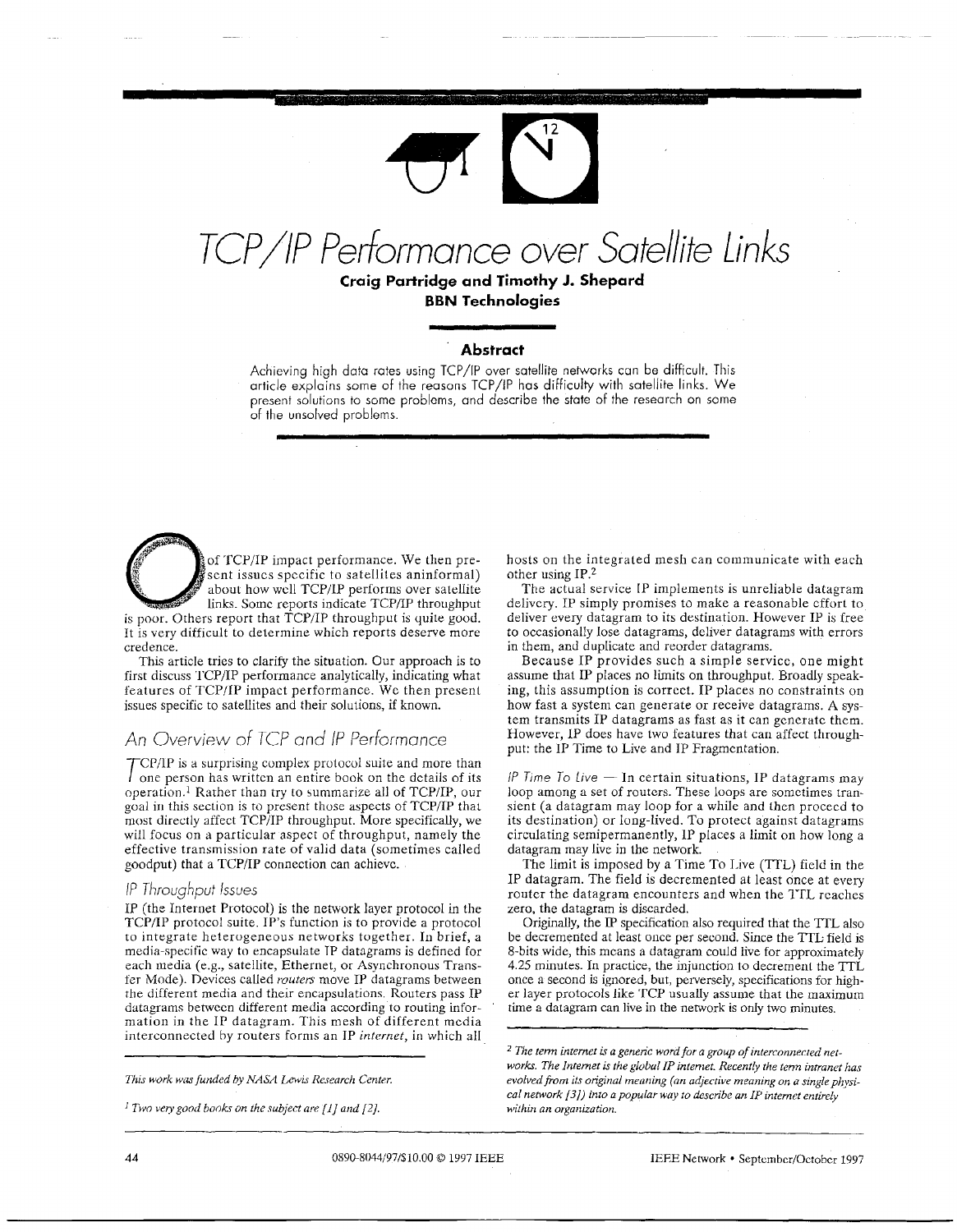# TCP/IP Performance over Satellite Links

**Craig Partridge and Timothy J. Shepard**
**BBN Technologies**

### Abstract

Achieving high data rates using TCP/IP over satellite networks can be difficult. This article explains some of the reasons TCP/IP has difficulty with satellite links. We present solutions to some problems, and describe the state of the research on some of the unsolved problems.

Of TCP/IP impact performance. We then present issues specific to satellites aninformal) about how well TCP/IP performs over satellite links. Some reports indicate TCP/IP throughput is poor. Others report that TCP/IP throughput is quite good. It is very difficult to determine which reports deserve more credence.

This article tries to clarify the situation. Our approach is to first discuss TCP/IP performance analytically, indicating what features of TCP/IP impact performance. We then present issues specific to satellites and their solutions, if known.

## An Overview of TCP and IP Performance

TCP/IP is a surprising complex protocol suite and more than one person has written an entire book on the details of its operation.[1] Rather than try to summarize all of TCP/IP, our goal in this section is to present those aspects of TCP/IP that most directly affect TCP/IP throughput. More specifically, we will focus on a particular aspect of throughput, namely the effective transmission rate of valid data (sometimes called goodput) that a TCP/IP connection can achieve.

### IP Throughput Issues

IP (the Internet Protocol) is the network layer protocol in the TCP/IP protocol suite. IP's function is to provide a protocol to integrate heterogeneous networks together. In brief, a media-specific way to encapsulate IP datagrams is defined for each media (e.g., satellite, Ethernet, or Asynchronous Transfer Mode). Devices called *routers* move IP datagrams between the different media and their encapsulations. Routers pass IP datagrams between different media according to routing information in the IP datagram. This mesh of different media interconnected by routers forms an IP *internet*, in which all hosts on the integrated mesh can communicate with each other using IP.[2]

The actual service IP implements is unreliable datagram delivery. IP simply promises to make a reasonable effort to deliver every datagram to its destination. However IP is free to occasionally lose datagrams, deliver datagrams with errors in them, and duplicate and reorder datagrams.

Because IP provides such a simple service, one might assume that IP places no limits on throughput. Broadly speaking, this assumption is correct. IP places no constraints on how fast a system can generate or receive datagrams. A system transmits IP datagrams as fast as it can generate them. However, IP does have two features that can affect throughput: the IP Time to Live and IP Fragmentation.

*IP Time To Live* — In certain situations, IP datagrams may loop among a set of routers. These loops are sometimes transient (a datagram may loop for a while and then proceed to its destination) or long-lived. To protect against datagrams circulating semipermanently, IP places a limit on how long a datagram may live in the network.

The limit is imposed by a Time To Live (TTL) field in the IP datagram. The field is decremented at least once at every router the datagram encounters and when the TTL reaches zero, the datagram is discarded.

Originally, the IP specification also required that the TTL also be decremented at least once per second. Since the TTL field is 8-bits wide, this means a datagram could live for approximately 4.25 minutes. In practice, the injunction to decrement the TTL once a second is ignored, but, perversely, specifications for higher layer protocols like TCP usually assume that the maximum time a datagram can live in the network is only two minutes.

---

*This work was funded by NASA Lewis Research Center.*

[1] *Two very good books on the subject are [1] and [2].*

[2] *The term internet is a generic word for a group of interconnected networks. The Internet is the global IP internet. Recently the term intranet has evolved from its original meaning (an adjective meaning on a single physical network [3]) into a popular way to describe an IP internet entirely within an organization.*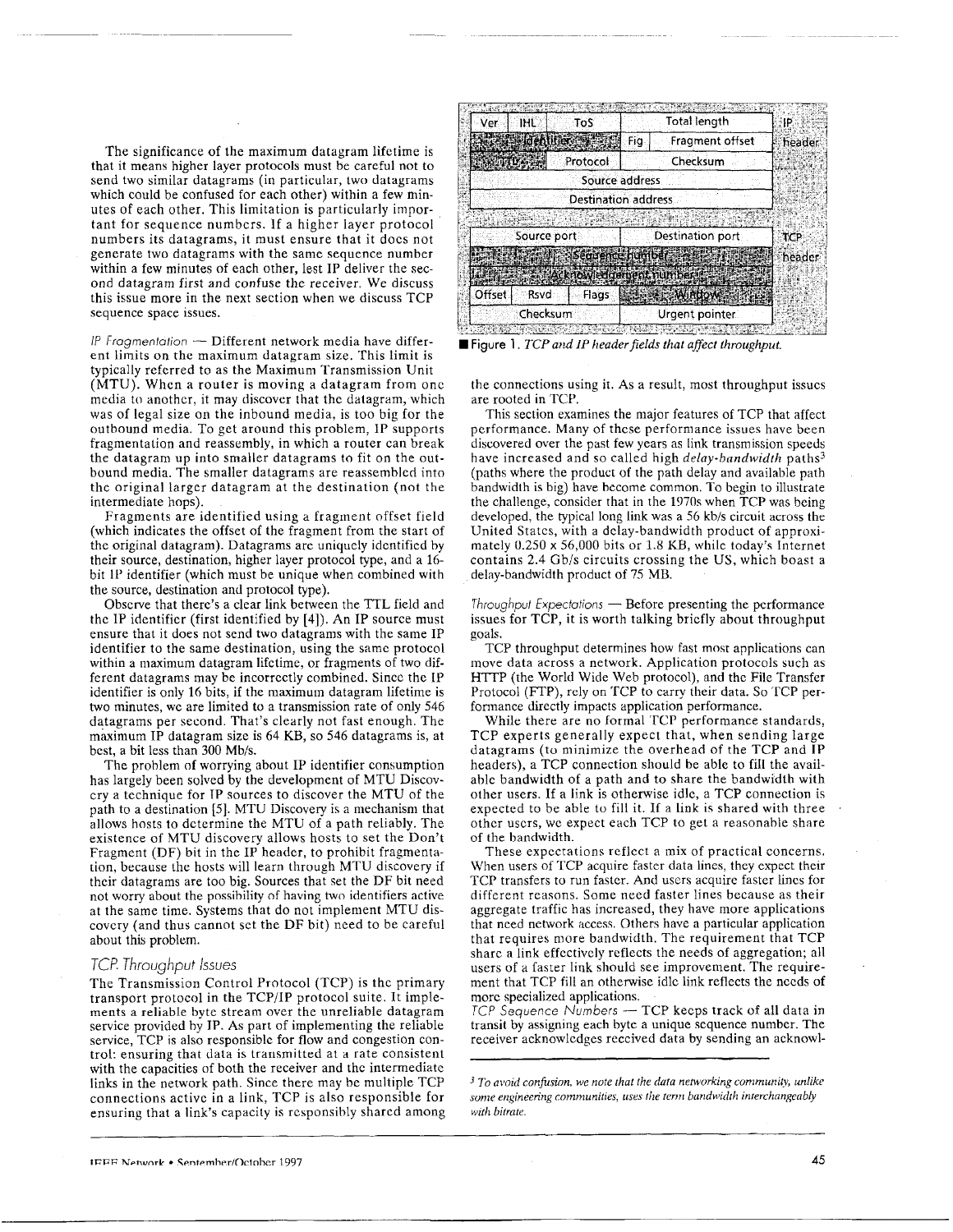The significance of the maximum datagram lifetime is that it means higher layer protocols must be careful not to send two similar datagrams (in particular, two datagrams which could be confused for each other) within a few minutes of each other. This limitation is particularly important for sequence numbers. If a higher layer protocol numbers its datagrams, it must ensure that it does not generate two datagrams with the same sequence number within a few minutes of each other, lest IP deliver the second datagram first and confuse the receiver. We discuss this issue more in the next section when we discuss TCP sequence space issues.

*IP Fragmentation* — Different network media have different limits on the maximum datagram size. This limit is typically referred to as the Maximum Transmission Unit (MTU). When a router is moving a datagram from one media to another, it may discover that the datagram, which was of legal size on the inbound media, is too big for the outbound media. To get around this problem, IP supports fragmentation and reassembly, in which a router can break the datagram up into smaller datagrams to fit on the outbound media. The smaller datagrams are reassembled into the original larger datagram at the destination (not the intermediate hops).

Fragments are identified using a fragment offset field (which indicates the offset of the fragment from the start of the original datagram). Datagrams are uniquely identified by their source, destination, higher layer protocol type, and a 16-bit IP identifier (which must be unique when combined with the source, destination and protocol type).

Observe that there's a clear link between the TTL field and the IP identifier (first identified by [4]). An IP source must ensure that it does not send two datagrams with the same IP identifier to the same destination, using the same protocol within a maximum datagram lifetime, or fragments of two different datagrams may be incorrectly combined. Since the IP identifier is only 16 bits, if the maximum datagram lifetime is two minutes, we are limited to a transmission rate of only 546 datagrams per second. That's clearly not fast enough. The maximum IP datagram size is 64 KB, so 546 datagrams is, at best, a bit less than 300 Mb/s.

The problem of worrying about IP identifier consumption has largely been solved by the development of MTU Discovery a technique for IP sources to discover the MTU of the path to a destination [5]. MTU Discovery is a mechanism that allows hosts to determine the MTU of a path reliably. The existence of MTU discovery allows hosts to set the Don't Fragment (DF) bit in the IP header, to prohibit fragmentation, because the hosts will learn through MTU discovery if their datagrams are too big. Sources that set the DF bit need not worry about the possibility of having two identifiers active at the same time. Systems that do not implement MTU discovery (and thus cannot set the DF bit) need to be careful about this problem.

| Ver | IHL | ToS | | Total length | IP header |
|---|---|---|---|---|---|
| Identifier | | | Flg | Fragment offset | |
| TTL | | Protocol | | Checksum | |
| Source address | | | | | |
| Destination address | | | | | |
| Source port | | | Destination port | | TCP header |
| Sequence number | | | | | |
| Acknowledgement number | | | | | |
| Offset | Rsvd | Flags | Window | | |
| Checksum | | | Urgent pointer | | |

**Figure 1.** *TCP and IP header fields that affect throughput.*

## TCP Throughput Issues

The Transmission Control Protocol (TCP) is the primary transport protocol in the TCP/IP protocol suite. It implements a reliable byte stream over the unreliable datagram service provided by IP. As part of implementing the reliable service, TCP is also responsible for flow and congestion control: ensuring that data is transmitted at a rate consistent with the capacities of both the receiver and the intermediate links in the network path. Since there may be multiple TCP connections active in a link, TCP is also responsible for ensuring that a link's capacity is responsibly shared among the connections using it. As a result, most throughput issues are rooted in TCP.

This section examines the major features of TCP that affect performance. Many of these performance issues have been discovered over the past few years as link transmission speeds have increased and so called high *delay-bandwidth* paths[3] (paths where the product of the path delay and available path bandwidth is big) have become common. To begin to illustrate the challenge, consider that in the 1970s when TCP was being developed, the typical long link was a 56 kb/s circuit across the United States, with a delay-bandwidth product of approximately 0.250 x 56,000 bits or 1.8 KB, while today's Internet contains 2.4 Gb/s circuits crossing the US, which boast a delay-bandwidth product of 75 MB.

*Throughput Expectations* — Before presenting the performance issues for TCP, it is worth talking briefly about throughput goals.

TCP throughput determines how fast most applications can move data across a network. Application protocols such as HTTP (the World Wide Web protocol), and the File Transfer Protocol (FTP), rely on TCP to carry their data. So TCP performance directly impacts application performance.

While there are no formal TCP performance standards, TCP experts generally expect that, when sending large datagrams (to minimize the overhead of the TCP and IP headers), a TCP connection should be able to fill the available bandwidth of a path and to share the bandwidth with other users. If a link is otherwise idle, a TCP connection is expected to be able to fill it. If a link is shared with three other users, we expect each TCP to get a reasonable share of the bandwidth.

These expectations reflect a mix of practical concerns. When users of TCP acquire faster data lines, they expect their TCP transfers to run faster. And users acquire faster lines for different reasons. Some need faster lines because as their aggregate traffic has increased, they have more applications that need network access. Others have a particular application that requires more bandwidth. The requirement that TCP share a link effectively reflects the needs of aggregation; all users of a faster link should see improvement. The requirement that TCP fill an otherwise idle link reflects the needs of more specialized applications.

*TCP Sequence Numbers* — TCP keeps track of all data in transit by assigning each byte a unique sequence number. The receiver acknowledges received data by sending an acknowl-

[3] *To avoid confusion, we note that the data networking community, unlike some engineering communities, uses the term bandwidth interchangeably with bitrate.*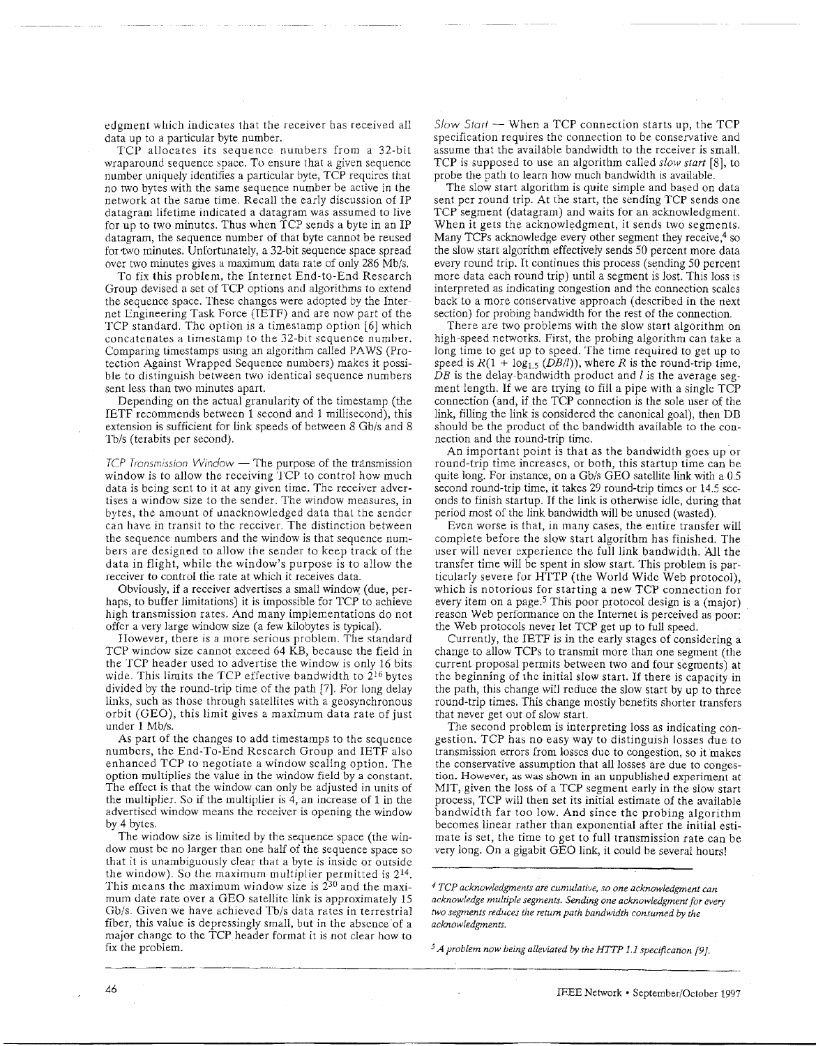edgment which indicates that the receiver has received all data up to a particular byte number.

TCP allocates its sequence numbers from a 32-bit wraparound sequence space. To ensure that a given sequence number uniquely identifies a particular byte, TCP requires that no two bytes with the same sequence number be active in the network at the same time. Recall the early discussion of IP datagram lifetime indicated a datagram was assumed to live for up to two minutes. Thus when TCP sends a byte in an IP datagram, the sequence number of that byte cannot be reused for two minutes. Unfortunately, a 32-bit sequence space spread over two minutes gives a maximum data rate of only 286 Mb/s.

To fix this problem, the Internet End-to-End Research Group devised a set of TCP options and algorithms to extend the sequence space. These changes were adopted by the Internet Engineering Task Force (IETF) and are now part of the TCP standard. The option is a timestamp option [6] which concatenates a timestamp to the 32-bit sequence number. Comparing timestamps using an algorithm called PAWS (Protection Against Wrapped Sequence numbers) makes it possible to distinguish between two identical sequence numbers sent less than two minutes apart.

Depending on the actual granularity of the timestamp (the IETF recommends between 1 second and 1 millisecond), this extension is sufficient for link speeds of between 8 Gb/s and 8 Tb/s (terabits per second).

*TCP Transmission Window* — The purpose of the transmission window is to allow the receiving TCP to control how much data is being sent to it at any given time. The receiver advertises a window size to the sender. The window measures, in bytes, the amount of unacknowledged data that the sender can have in transit to the receiver. The distinction between the sequence numbers and the window is that sequence numbers are designed to allow the sender to keep track of the data in flight, while the window's purpose is to allow the receiver to control the rate at which it receives data.

Obviously, if a receiver advertises a small window (due, perhaps, to buffer limitations) it is impossible for TCP to achieve high transmission rates. And many implementations do not offer a very large window size (a few kilobytes is typical).

However, there is a more serious problem. The standard TCP window size cannot exceed 64 KB, because the field in the TCP header used to advertise the window is only 16 bits wide. This limits the TCP effective bandwidth to $2^{16}$ bytes divided by the round-trip time of the path [7]. For long delay links, such as those through satellites with a geosynchronous orbit (GEO), this limit gives a maximum data rate of just under 1 Mb/s.

As part of the changes to add timestamps to the sequence numbers, the End-To-End Research Group and IETF also enhanced TCP to negotiate a window scaling option. The option multiplies the value in the window field by a constant. The effect is that the window can only be adjusted in units of the multiplier. So if the multiplier is 4, an increase of 1 in the advertised window means the receiver is opening the window by 4 bytes.

The window size is limited by the sequence space (the window must be no larger than one half of the sequence space so that it is unambiguously clear that a byte is inside or outside the window). So the maximum multiplier permitted is $2^{14}$. This means the maximum window size is $2^{30}$ and the maximum date rate over a GEO satellite link is approximately 15 Gb/s. Given we have achieved Tb/s data rates in terrestrial fiber, this value is depressingly small, but in the absence of a major change to the TCP header format it is not clear how to fix the problem.

*Slow Start* — When a TCP connection starts up, the TCP specification requires the connection to be conservative and assume that the available bandwidth to the receiver is small. TCP is supposed to use an algorithm called *slow start* [8], to probe the path to learn how much bandwidth is available.

The slow start algorithm is quite simple and based on data sent per round trip. At the start, the sending TCP sends one TCP segment (datagram) and waits for an acknowledgment. When it gets the acknowledgment, it sends two segments. Many TCPs acknowledge every other segment they receive,[4] so the slow start algorithm effectively sends 50 percent more data every round trip. It continues this process (sending 50 percent more data each round trip) until a segment is lost. This loss is interpreted as indicating congestion and the connection scales back to a more conservative approach (described in the next section) for probing bandwidth for the rest of the connection.

There are two problems with the slow start algorithm on high-speed networks. First, the probing algorithm can take a long time to get up to speed. The time required to get up to speed is $R(1 + \log_{1.5}(DB/l))$, where $R$ is the round-trip time, $DB$ is the delay-bandwidth product and $l$ is the average segment length. If we are trying to fill a pipe with a single TCP connection (and, if the TCP connection is the sole user of the link, filling the link is considered the canonical goal), then DB should be the product of the bandwidth available to the connection and the round-trip time.

An important point is that as the bandwidth goes up or round-trip time increases, or both, this startup time can be quite long. For instance, on a Gb/s GEO satellite link with a 0.5 second round-trip time, it takes 29 round-trip times or 14.5 seconds to finish startup. If the link is otherwise idle, during that period most of the link bandwidth will be unused (wasted).

Even worse is that, in many cases, the entire transfer will complete before the slow start algorithm has finished. The user will never experience the full link bandwidth. All the transfer time will be spent in slow start. This problem is particularly severe for HTTP (the World Wide Web protocol), which is notorious for starting a new TCP connection for every item on a page.[5] This poor protocol design is a (major) reason Web performance on the Internet is perceived as poor: the Web protocols never let TCP get up to full speed.

Currently, the IETF is in the early stages of considering a change to allow TCPs to transmit more than one segment (the current proposal permits between two and four segments) at the beginning of the initial slow start. If there is capacity in the path, this change will reduce the slow start by up to three round-trip times. This change mostly benefits shorter transfers that never get out of slow start.

The second problem is interpreting loss as indicating congestion. TCP has no easy way to distinguish losses due to transmission errors from losses due to congestion, so it makes the conservative assumption that all losses are due to congestion. However, as was shown in an unpublished experiment at MIT, given the loss of a TCP segment early in the slow start process, TCP will then set its initial estimate of the available bandwidth far too low. And since the probing algorithm becomes linear rather than exponential after the initial estimate is set, the time to get to full transmission rate can be very long. On a gigabit GEO link, it could be several hours!

---

[4] *TCP acknowledgments are cumulative, so one acknowledgment can acknowledge multiple segments. Sending one acknowledgment for every two segments reduces the return path bandwidth consumed by the acknowledgments.*

[5] *A problem now being alleviated by the HTTP 1.1 specification [9].*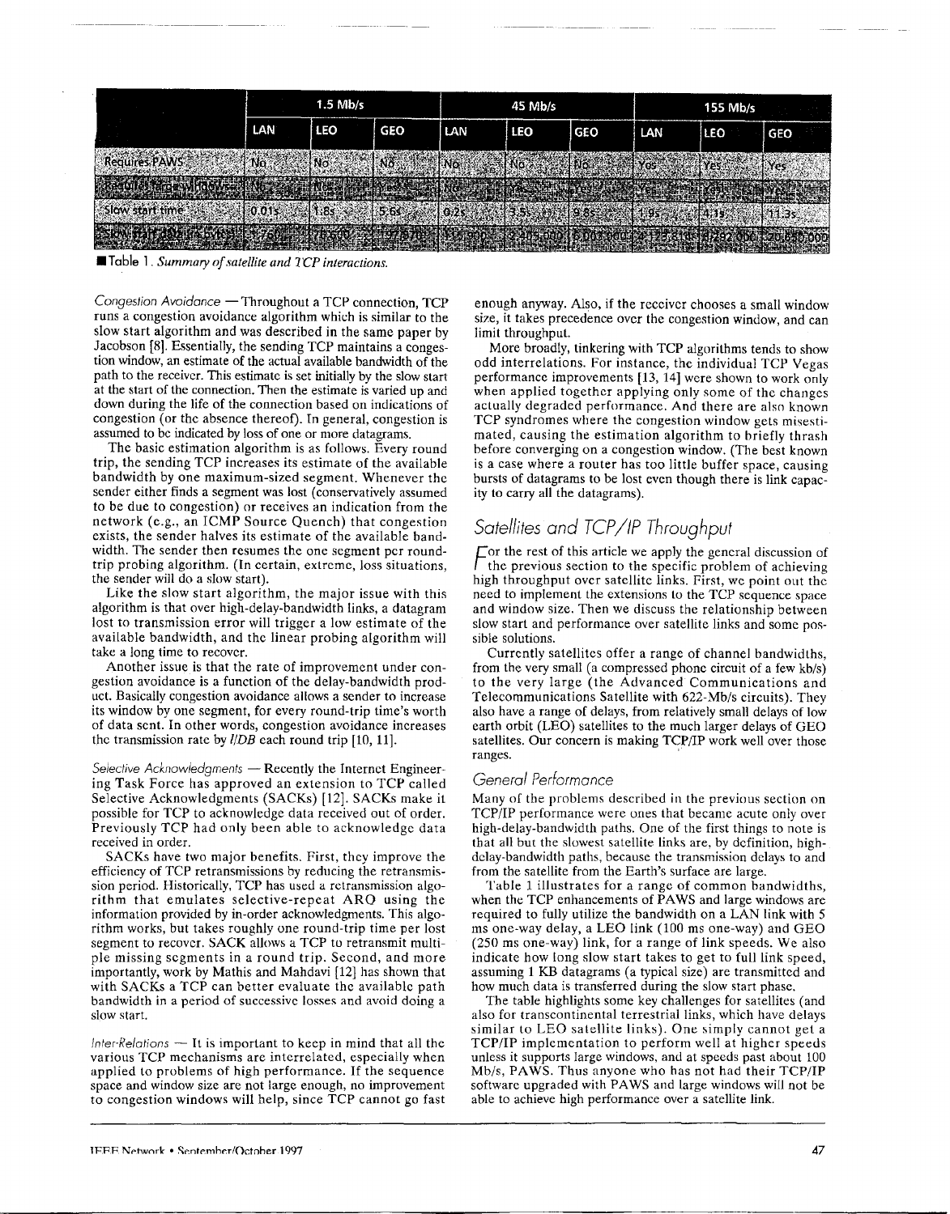| | 1.5 Mb/s | | | 45 Mb/s | | | 155 Mb/s | | |
|---|---|---|---|---|---|---|---|---|---|
| | LAN | LEO | GEO | LAN | LEO | GEO | LAN | LEO | GEO |
| Requires PAWS | No | No | No | No | No | No | Yes | Yes | Yes |
| Requires large windows | No | No | Yes | No | Yes | Yes | Yes | Yes | Yes |
| Slow start time | 0.01s | 1.8s | 5.6s | 0.2s | 3.5s | 9.8s | 1.9s | 4.1s | 11.3s |
| Slow start data in bytes | 7,600 | 70,600 | 97,870 | 55,900 | 2,400,000 | 5,000,000 | 2,123,000 | 4,292,000 | 20,640,000 |

■ Table 1. *Summary of satellite and TCP interactions.*

*Congestion Avoidance* — Throughout a TCP connection, TCP runs a congestion avoidance algorithm which is similar to the slow start algorithm and was described in the same paper by Jacobson [8]. Essentially, the sending TCP maintains a congestion window, an estimate of the actual available bandwidth of the path to the receiver. This estimate is set initially by the slow start at the start of the connection. Then the estimate is varied up and down during the life of the connection based on indications of congestion (or the absence thereof). In general, congestion is assumed to be indicated by loss of one or more datagrams.

The basic estimation algorithm is as follows. Every round trip, the sending TCP increases its estimate of the available bandwidth by one maximum-sized segment. Whenever the sender either finds a segment was lost (conservatively assumed to be due to congestion) or receives an indication from the network (e.g., an ICMP Source Quench) that congestion exists, the sender halves its estimate of the available bandwidth. The sender then resumes the one segment per round-trip probing algorithm. (In certain, extreme, loss situations, the sender will do a slow start).

Like the slow start algorithm, the major issue with this algorithm is that over high-delay-bandwidth links, a datagram lost to transmission error will trigger a low estimate of the available bandwidth, and the linear probing algorithm will take a long time to recover.

Another issue is that the rate of improvement under congestion avoidance is a function of the delay-bandwidth product. Basically congestion avoidance allows a sender to increase its window by one segment, for every round-trip time's worth of data sent. In other words, congestion avoidance increases the transmission rate by $I/DB$ each round trip [10, 11].

*Selective Acknowledgments* — Recently the Internet Engineering Task Force has approved an extension to TCP called Selective Acknowledgments (SACKs) [12]. SACKs make it possible for TCP to acknowledge data received out of order. Previously TCP had only been able to acknowledge data received in order.

SACKs have two major benefits. First, they improve the efficiency of TCP retransmissions by reducing the retransmission period. Historically, TCP has used a retransmission algorithm that emulates selective-repeat ARQ using the information provided by in-order acknowledgments. This algorithm works, but takes roughly one round-trip time per lost segment to recover. SACK allows a TCP to retransmit multiple missing segments in a round trip. Second, and more importantly, work by Mathis and Mahdavi [12] has shown that with SACKs a TCP can better evaluate the available path bandwidth in a period of successive losses and avoid doing a slow start.

*Inter-Relations* — It is important to keep in mind that all the various TCP mechanisms are interrelated, especially when applied to problems of high performance. If the sequence space and window size are not large enough, no improvement to congestion windows will help, since TCP cannot go fast enough anyway. Also, if the receiver chooses a small window size, it takes precedence over the congestion window, and can limit throughput.

More broadly, tinkering with TCP algorithms tends to show odd interrelations. For instance, the individual TCP Vegas performance improvements [13, 14] were shown to work only when applied together applying only some of the changes actually degraded performance. And there are also known TCP syndromes where the congestion window gets misestimated, causing the estimation algorithm to briefly thrash before converging on a congestion window. (The best known is a case where a router has too little buffer space, causing bursts of datagrams to be lost even though there is link capacity to carry all the datagrams).

## Satellites and TCP/IP Throughput

For the rest of this article we apply the general discussion of the previous section to the specific problem of achieving high throughput over satellite links. First, we point out the need to implement the extensions to the TCP sequence space and window size. Then we discuss the relationship between slow start and performance over satellite links and some possible solutions.

Currently satellites offer a range of channel bandwidths, from the very small (a compressed phone circuit of a few kb/s) to the very large (the Advanced Communications and Telecommunications Satellite with 622-Mb/s circuits). They also have a range of delays, from relatively small delays of low earth orbit (LEO) satellites to the much larger delays of GEO satellites. Our concern is making TCP/IP work well over those ranges.

### General Performance

Many of the problems described in the previous section on TCP/IP performance were ones that became acute only over high-delay-bandwidth paths. One of the first things to note is that all but the slowest satellite links are, by definition, high-delay-bandwidth paths, because the transmission delays to and from the satellite from the Earth's surface are large.

Table 1 illustrates for a range of common bandwidths, when the TCP enhancements of PAWS and large windows are required to fully utilize the bandwidth on a LAN link with 5 ms one-way delay, a LEO link (100 ms one-way) and GEO (250 ms one-way) link, for a range of link speeds. We also indicate how long slow start takes to get to full link speed, assuming 1 KB datagrams (a typical size) are transmitted and how much data is transferred during the slow start phase.

The table highlights some key challenges for satellites (and also for transcontinental terrestrial links, which have delays similar to LEO satellite links). One simply cannot get a TCP/IP implementation to perform well at higher speeds unless it supports large windows, and at speeds past about 100 Mb/s, PAWS. Thus anyone who has not had their TCP/IP software upgraded with PAWS and large windows will not be able to achieve high performance over a satellite link.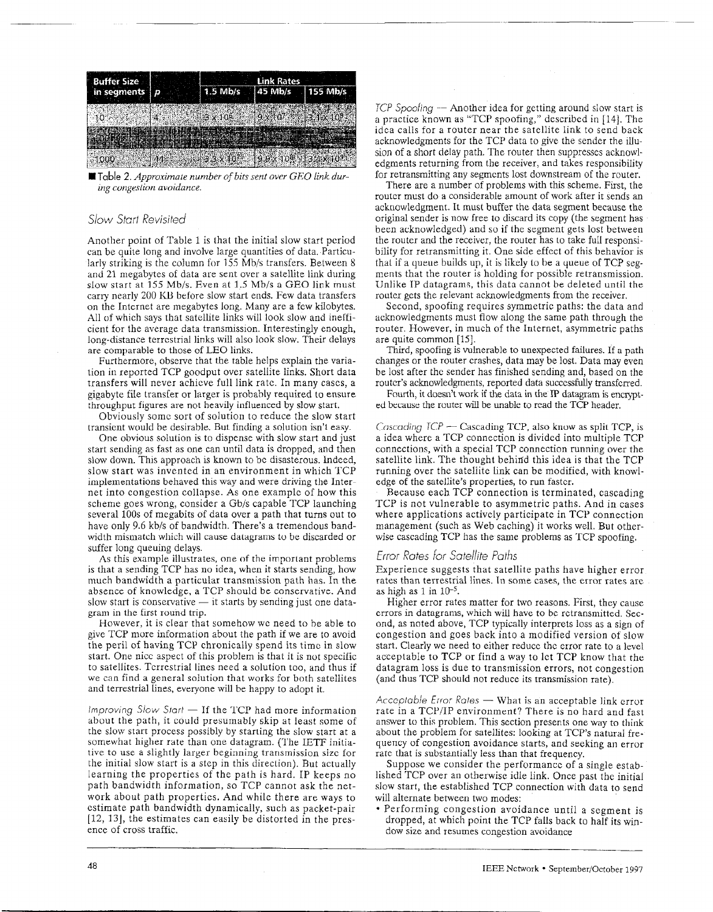| Buffer Size in segments | p | Link Rates | | |
|---|---|---|---|---|
| | | 1.5 Mb/s | 45 Mb/s | 155 Mb/s |
| 10 | 4 | 3 × 10⁵ | 9 × 10⁷ | 3.1 × 10⁹ |
| | | | | |
| 1000 | 41 | 3.3 × 10⁷ | 9.9 × 10⁸ | 3.4 × 10⁹ |

■ Table 2. *Approximate number of bits sent over GEO link during congestion avoidance.*

## Slow Start Revisited

Another point of Table 1 is that the initial slow start period can be quite long and involve large quantities of data. Particularly striking is the column for 155 Mb/s transfers. Between 8 and 21 megabytes of data are sent over a satellite link during slow start at 155 Mb/s. Even at 1.5 Mb/s a GEO link must carry nearly 200 KB before slow start ends. Few data transfers on the Internet are megabytes long. Many are a few kilobytes. All of which says that satellite links will look slow and inefficient for the average data transmission. Interestingly enough, long-distance terrestrial links will also look slow. Their delays are comparable to those of LEO links.

Furthermore, observe that the table helps explain the variation in reported TCP goodput over satellite links. Short data transfers will never achieve full link rate. In many cases, a gigabyte file transfer or larger is probably required to ensure throughput figures are not heavily influenced by slow start.

Obviously some sort of solution to reduce the slow start transient would be desirable. But finding a solution isn't easy.

One obvious solution is to dispense with slow start and just start sending as fast as one can until data is dropped, and then slow down. This approach is known to be disasterous. Indeed, slow start was invented in an environment in which TCP implementations behaved this way and were driving the Internet into congestion collapse. As one example of how this scheme goes wrong, consider a Gb/s capable TCP launching several 100s of megabits of data over a path that turns out to have only 9.6 kb/s of bandwidth. There's a tremendous bandwidth mismatch which will cause datagrams to be discarded or suffer long queuing delays.

As this example illustrates, one of the important problems is that a sending TCP has no idea, when it starts sending, how much bandwidth a particular transmission path has. In the absence of knowledge, a TCP should be conservative. And slow start is conservative — it starts by sending just one datagram in the first round trip.

However, it is clear that somehow we need to be able to give TCP more information about the path if we are to avoid the peril of having TCP chronically spend its time in slow start. One nice aspect of this problem is that it is not specific to satellites. Terrestrial lines need a solution too, and thus if we can find a general solution that works for both satellites and terrestrial lines, everyone will be happy to adopt it.

*Improving Slow Start* — If the TCP had more information about the path, it could presumably skip at least some of the slow start process possibly by starting the slow start at a somewhat higher rate than one datagram. (The IETF initiative to use a slightly larger beginning transmission size for the initial slow start is a step in this direction). But actually learning the properties of the path is hard. IP keeps no path bandwidth information, so TCP cannot ask the network about path properties. And while there are ways to estimate path bandwidth dynamically, such as packet-pair [12, 13], the estimates can easily be distorted in the presence of cross traffic.

*TCP Spoofing* — Another idea for getting around slow start is a practice known as "TCP spoofing," described in [14]. The idea calls for a router near the satellite link to send back acknowledgments for the TCP data to give the sender the illusion of a short delay path. The router then suppresses acknowledgments returning from the receiver, and takes responsibility for retransmitting any segments lost downstream of the router.

There are a number of problems with this scheme. First, the router must do a considerable amount of work after it sends an acknowledgement. It must buffer the data segment because the original sender is now free to discard its copy (the segment has been acknowledged) and so if the segment gets lost between the router and the receiver, the router has to take full responsibility for retransmitting it. One side effect of this behavior is that if a queue builds up, it is likely to be a queue of TCP segments that the router is holding for possible retransmission. Unlike IP datagrams, this data cannot be deleted until the router gets the relevant acknowledgments from the receiver.

Second, spoofing requires symmetric paths: the data and acknowledgments must flow along the same path through the router. However, in much of the Internet, asymmetric paths are quite common [15].

Third, spoofing is vulnerable to unexpected failures. If a path changes or the router crashes, data may be lost. Data may even be lost after the sender has finished sending and, based on the router's acknowledgments, reported data successfully transferred.

Fourth, it doesn't work if the data in the IP datagram is encrypted because the router will be unable to read the TCP header.

*Cascading TCP* — Cascading TCP, also know as split TCP, is a idea where a TCP connection is divided into multiple TCP connections, with a special TCP connection running over the satellite link. The thought behind this idea is that the TCP running over the satellite link can be modified, with knowledge of the satellite's properties, to run faster.

Because each TCP connection is terminated, cascading TCP is not vulnerable to asymmetric paths. And in cases where applications actively participate in TCP connection management (such as Web caching) it works well. But otherwise cascading TCP has the same problems as TCP spoofing.

## Error Rates for Satellite Paths

Experience suggests that satellite paths have higher error rates than terrestrial lines. In some cases, the error rates are as high as 1 in $10^{-5}$.

Higher error rates matter for two reasons. First, they cause errors in datagrams, which will have to be retransmitted. Second, as noted above, TCP typically interprets loss as a sign of congestion and goes back into a modified version of slow start. Clearly we need to either reduce the error rate to a level acceptable to TCP or find a way to let TCP know that the datagram loss is due to transmission errors, not congestion (and thus TCP should not reduce its transmission rate).

*Acceptable Error Rates* — What is an acceptable link error rate in a TCP/IP environment? There is no hard and fast answer to this problem. This section presents one way to think about the problem for satellites: looking at TCP's natural frequency of congestion avoidance starts, and seeking an error rate that is substantially less than that frequency.

Suppose we consider the performance of a single established TCP over an otherwise idle link. Once past the initial slow start, the established TCP connection with data to send will alternate between two modes:

- Performing congestion avoidance until a segment is dropped, at which point the TCP falls back to half its window size and resumes congestion avoidance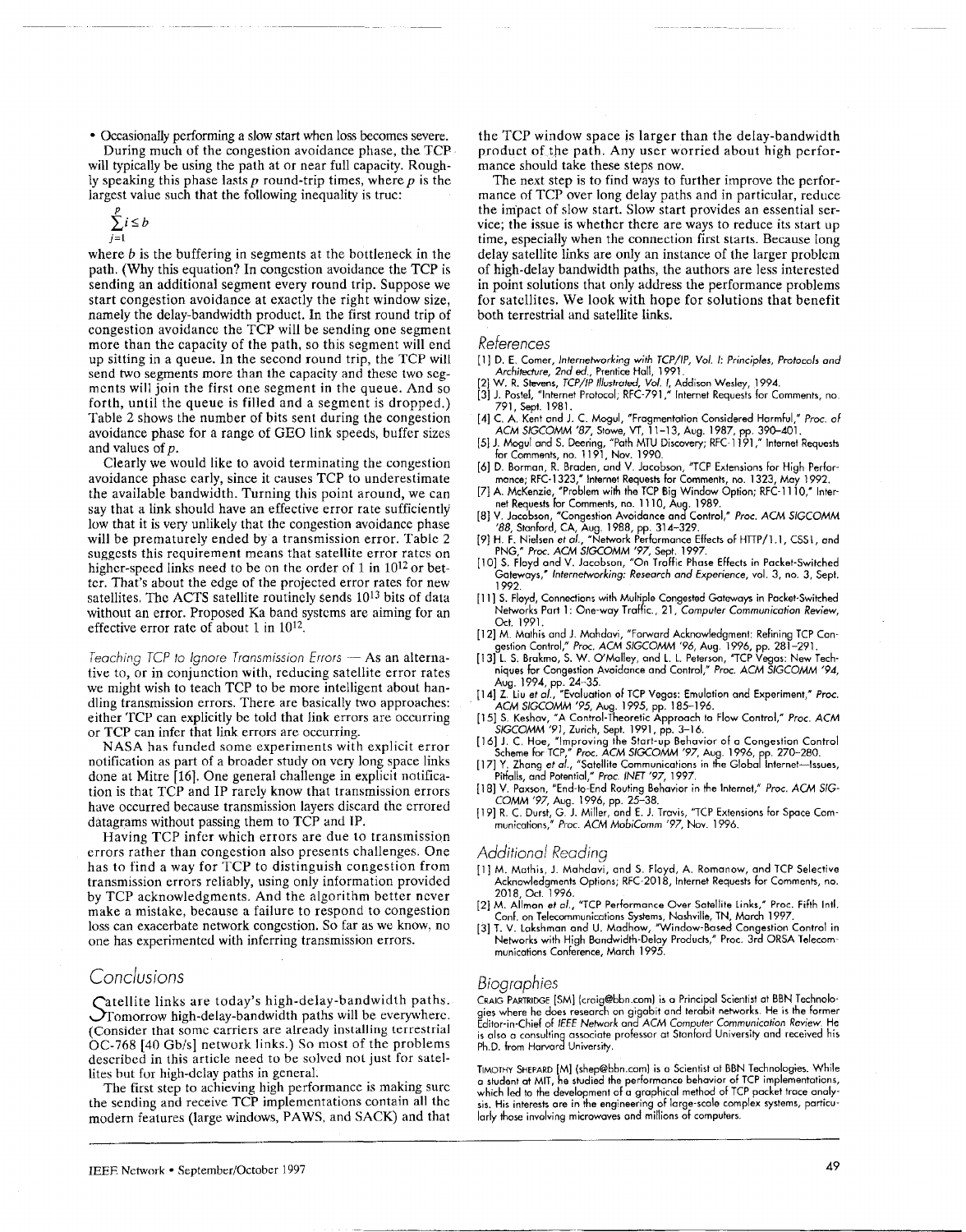- Occasionally performing a slow start when loss becomes severe.

During much of the congestion avoidance phase, the TCP will typically be using the path at or near full capacity. Roughly speaking this phase lasts $p$ round-trip times, where $p$ is the largest value such that the following inequality is true:

$$\sum_{j=1}^{p} i \leq b$$

where $b$ is the buffering in segments at the bottleneck in the path. (Why this equation? In congestion avoidance the TCP is sending an additional segment every round trip. Suppose we start congestion avoidance at exactly the right window size, namely the delay-bandwidth product. In the first round trip of congestion avoidance the TCP will be sending one segment more than the capacity of the path, so this segment will end up sitting in a queue. In the second round trip, the TCP will send two segments more than the capacity and these two segments will join the first one segment in the queue. And so forth, until the queue is filled and a segment is dropped.) Table 2 shows the number of bits sent during the congestion avoidance phase for a range of GEO link speeds, buffer sizes and values of $p$.

Clearly we would like to avoid terminating the congestion avoidance phase early, since it causes TCP to underestimate the available bandwidth. Turning this point around, we can say that a link should have an effective error rate sufficiently low that it is very unlikely that the congestion avoidance phase will be prematurely ended by a transmission error. Table 2 suggests this requirement means that satellite error rates on higher-speed links need to be on the order of 1 in $10^{12}$ or better. That's about the edge of the projected error rates for new satellites. The ACTS satellite routinely sends $10^{13}$ bits of data without an error. Proposed Ka band systems are aiming for an effective error rate of about 1 in $10^{12}$.

*Teaching TCP to Ignore Transmission Errors* — As an alternative to, or in conjunction with, reducing satellite error rates we might wish to teach TCP to be more intelligent about handling transmission errors. There are basically two approaches: either TCP can explicitly be told that link errors are occurring or TCP can infer that link errors are occurring.

NASA has funded some experiments with explicit error notification as part of a broader study on very long space links done at Mitre [16]. One general challenge in explicit notification is that TCP and IP rarely know that transmission errors have occurred because transmission layers discard the errored datagrams without passing them to TCP and IP.

Having TCP infer which errors are due to transmission errors rather than congestion also presents challenges. One has to find a way for TCP to distinguish congestion from transmission errors reliably, using only information provided by TCP acknowledgments. And the algorithm better never make a mistake, because a failure to respond to congestion loss can exacerbate network congestion. So far as we know, no one has experimented with inferring transmission errors.

## Conclusions

Satellite links are today's high-delay-bandwidth paths. Tomorrow high-delay-bandwidth paths will be everywhere. (Consider that some carriers are already installing terrestrial OC-768 [40 Gb/s] network links.) So most of the problems described in this article need to be solved not just for satellites but for high-delay paths in general.

The first step to achieving high performance is making sure the sending and receive TCP implementations contain all the modern features (large windows, PAWS, and SACK) and that the TCP window space is larger than the delay-bandwidth product of the path. Any user worried about high performance should take these steps now.

The next step is to find ways to further improve the performance of TCP over long delay paths and in particular, reduce the impact of slow start. Slow start provides an essential service; the issue is whether there are ways to reduce its start up time, especially when the connection first starts. Because long delay satellite links are only an instance of the larger problem of high-delay bandwidth paths, the authors are less interested in point solutions that only address the performance problems for satellites. We look with hope for solutions that benefit both terrestrial and satellite links.

## References

[1] D. E. Comer, *Internetworking with TCP/IP, Vol. I: Principles, Protocols and Architecture, 2nd ed.*, Prentice Hall, 1991.
[2] W. R. Stevens, *TCP/IP Illustrated, Vol. I*, Addison Wesley, 1994.
[3] J. Postel, "Internet Protocol; RFC-791," Internet Requests for Comments, no. 791, Sept. 1981.
[4] C. A. Kent and J. C. Mogul, "Fragmentation Considered Harmful," *Proc. of ACM SIGCOMM '87*, Stowe, VT, 11–13, Aug. 1987, pp. 390–401.
[5] J. Mogul and S. Deering, "Path MTU Discovery; RFC-1191," Internet Requests for Comments, no. 1191, Nov. 1990.
[6] D. Borman, R. Braden, and V. Jacobson, "TCP Extensions for High Performance; RFC-1323," Internet Requests for Comments, no. 1323, May 1992.
[7] A. McKenzie, "Problem with the TCP Big Window Option; RFC-1110," Internet Requests for Comments, no. 1110, Aug. 1989.
[8] V. Jacobson, "Congestion Avoidance and Control," *Proc. ACM SIGCOMM '88*, Stanford, CA, Aug. 1988, pp. 314–329.
[9] H. F. Nielsen *et al.*, "Network Performance Effects of HTTP/1.1, CSS1, and PNG," *Proc. ACM SIGCOMM '97*, Sept. 1997.
[10] S. Floyd and V. Jacobson, "On Traffic Phase Effects in Packet-Switched Gateways," *Internetworking: Research and Experience*, vol. 3, no. 3, Sept. 1992.
[11] S. Floyd, Connections with Multiple Congested Gateways in Packet-Switched Networks Part 1: One-way Traffic., 21, *Computer Communication Review*, Oct. 1991.
[12] M. Mathis and J. Mahdavi, "Forward Acknowledgment: Refining TCP Congestion Control," *Proc. ACM SIGCOMM '96*, Aug. 1996, pp. 281–291.
[13] L. S. Brakmo, S. W. O'Malley, and L. L. Peterson, "TCP Vegas: New Techniques for Congestion Avoidance and Control," *Proc. ACM SIGCOMM '94*, Aug. 1994, pp. 24–35.
[14] Z. Liu *et al.*, "Evolution of TCP Vegas: Emulation and Experiment," *Proc. ACM SIGCOMM '95*, Aug. 1995, pp. 185–196.
[15] S. Keshav, "A Control-Theoretic Approach to Flow Control," *Proc. ACM SIGCOMM '91*, Zurich, Sept. 1991, pp. 3–16.
[16] J. C. Hoe, "Improving the Start-up Behavior of a Congestion Control Scheme for TCP," *Proc. ACM SIGCOMM '97*, Aug. 1996, pp. 270–280.
[17] Y. Zhang *et al.*, "Satellite Communications in the Global Internet—Issues, Pitfalls, and Potential," *Proc. INET '97*, 1997.
[18] V. Paxson, "End-to-End Routing Behavior in the Internet," *Proc. ACM SIGCOMM '97*, Aug. 1996, pp. 25–38.
[19] R. C. Durst, G. J. Miller, and E. J. Travis, "TCP Extensions for Space Communications," *Proc. ACM MobiComm '97*, Nov. 1996.

## Additional Reading

[1] M. Mathis, J. Mahdavi, and S. Floyd, A. Romanow, and TCP Selective Acknowledgments Options; RFC-2018, Internet Requests for Comments, no. 2018, Oct. 1996.
[2] M. Allman *et al.*, "TCP Performance Over Satellite Links," Proc. Fifth Intl. Conf. on Telecommunications Systems, Nashville, TN, March 1997.
[3] T. V. Lakshman and U. Madhow, "Window-Based Congestion Control in Networks with High Bandwidth-Delay Products," Proc. 3rd ORSA Telecommunications Conference, March 1995.

## Biographies

CRAIG PARTRIDGE [SM] (craig@bbn.com) is a Principal Scientist at BBN Technologies where he does research on gigabit and terabit networks. He is the former Editor-in-Chief of *IEEE Network* and *ACM Computer Communication Review*. He is also a consulting associate professor at Stanford University and received his Ph.D. from Harvard University.

TIMOTHY SHEPARD [M] (shep@bbn.com) is a Scientist at BBN Technologies. While a student at MIT, he studied the performance behavior of TCP implementations, which led to the development of a graphical method of TCP packet trace analysis. His interests are in the engineering of large-scale complex systems, particularly those involving microwaves and millions of computers.